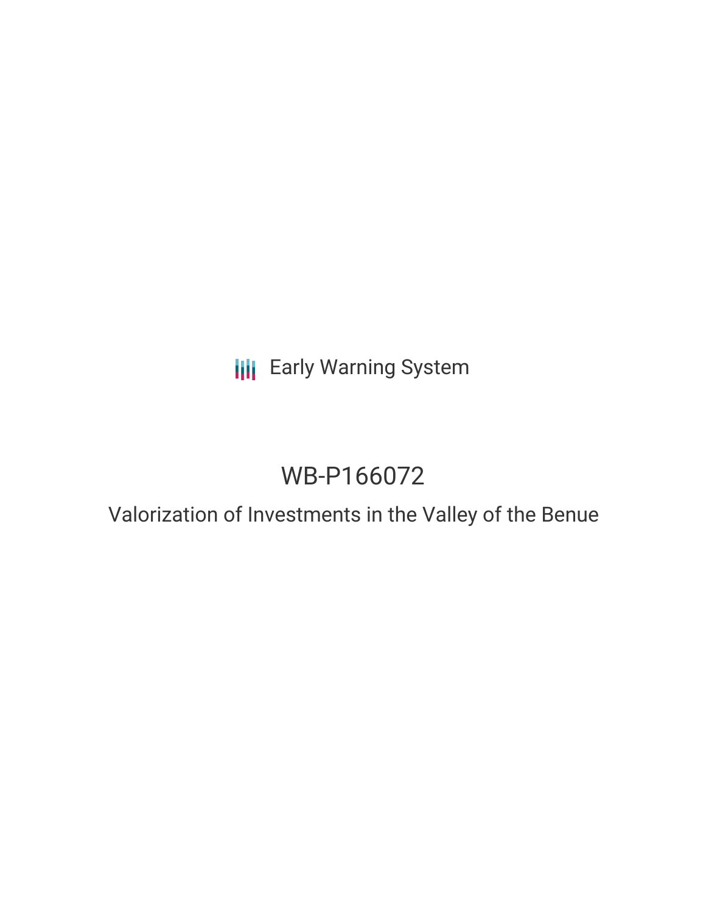Early Warning System

# WB-P166072

## Valorization of Investments in the Valley of the Benue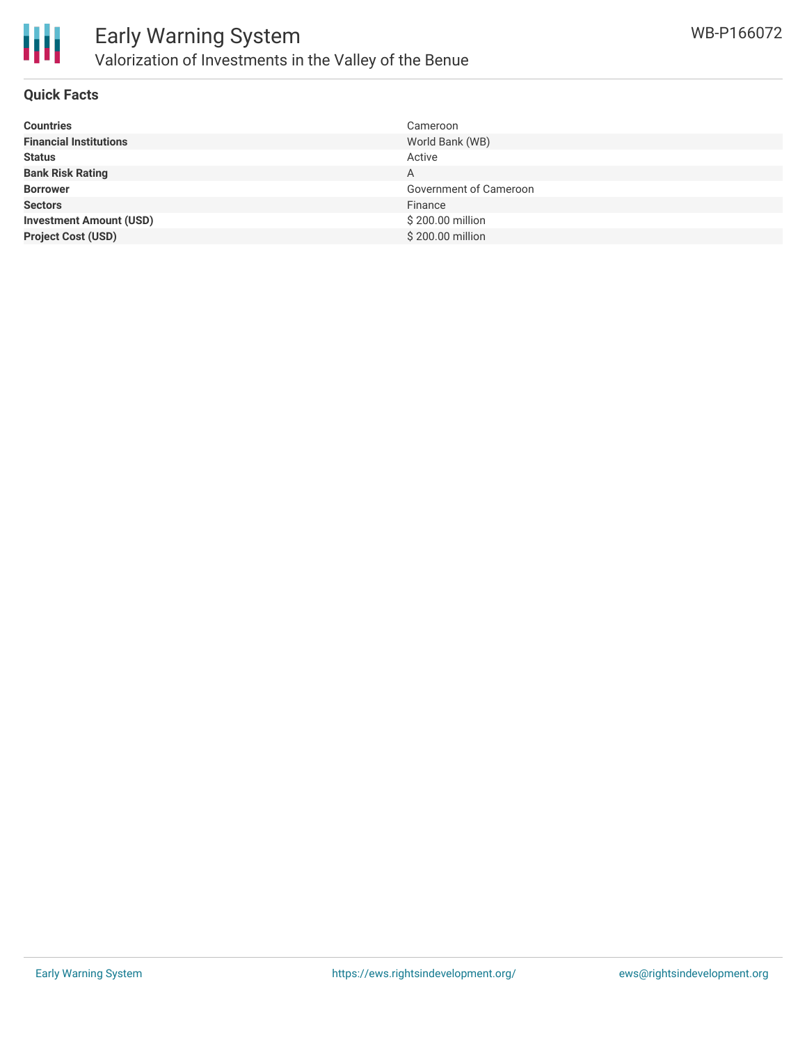# Early Warning System

## Valorization of Investments in the Valley of the Benue

WB-P166072

### Quick Facts

| | |
|---|---|
| **Countries** | Cameroon |
| **Financial Institutions** | World Bank (WB) |
| **Status** | Active |
| **Bank Risk Rating** | A |
| **Borrower** | Government of Cameroon |
| **Sectors** | Finance |
| **Investment Amount (USD)** | $ 200.00 million |
| **Project Cost (USD)** | $ 200.00 million |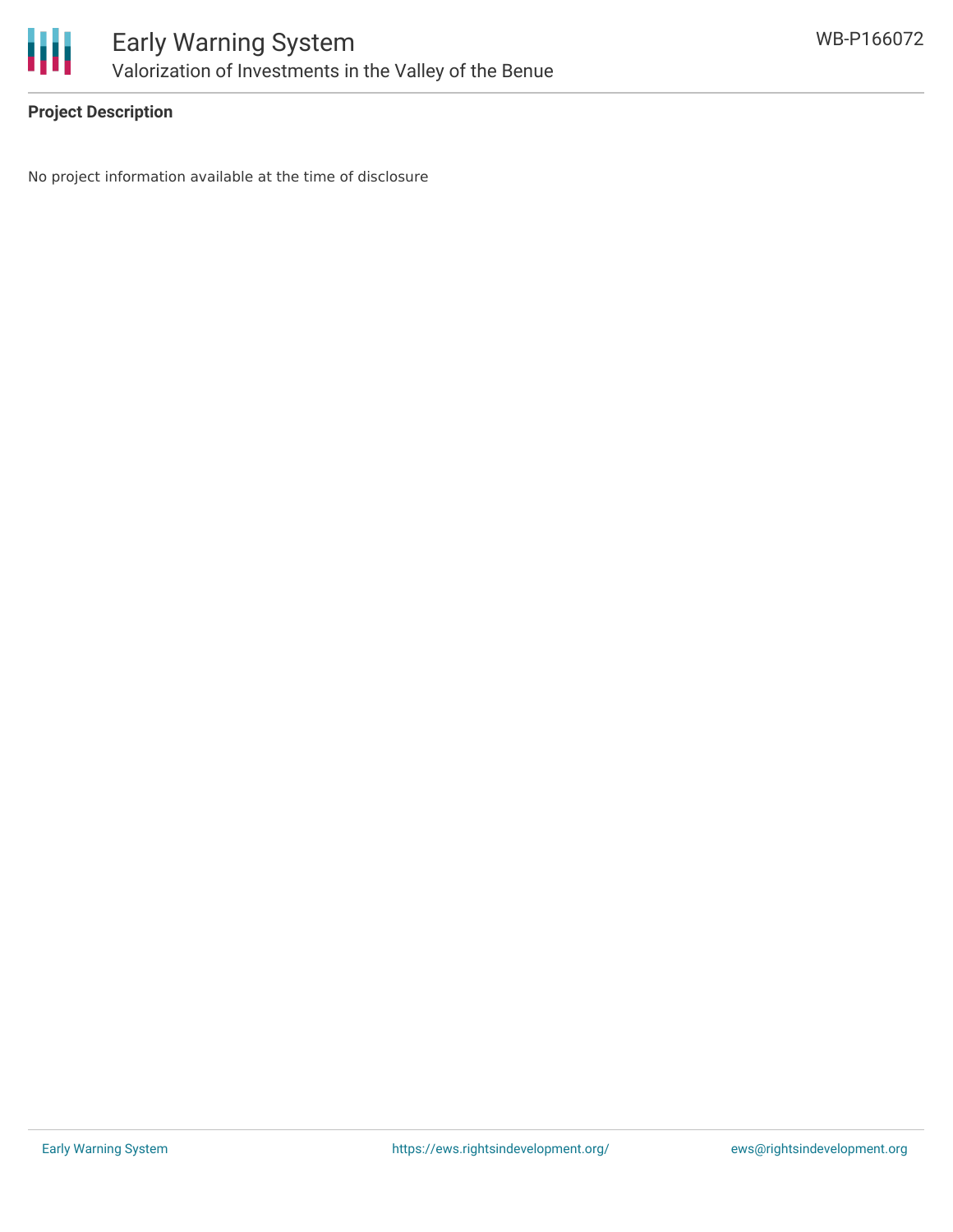**Project Description**

No project information available at the time of disclosure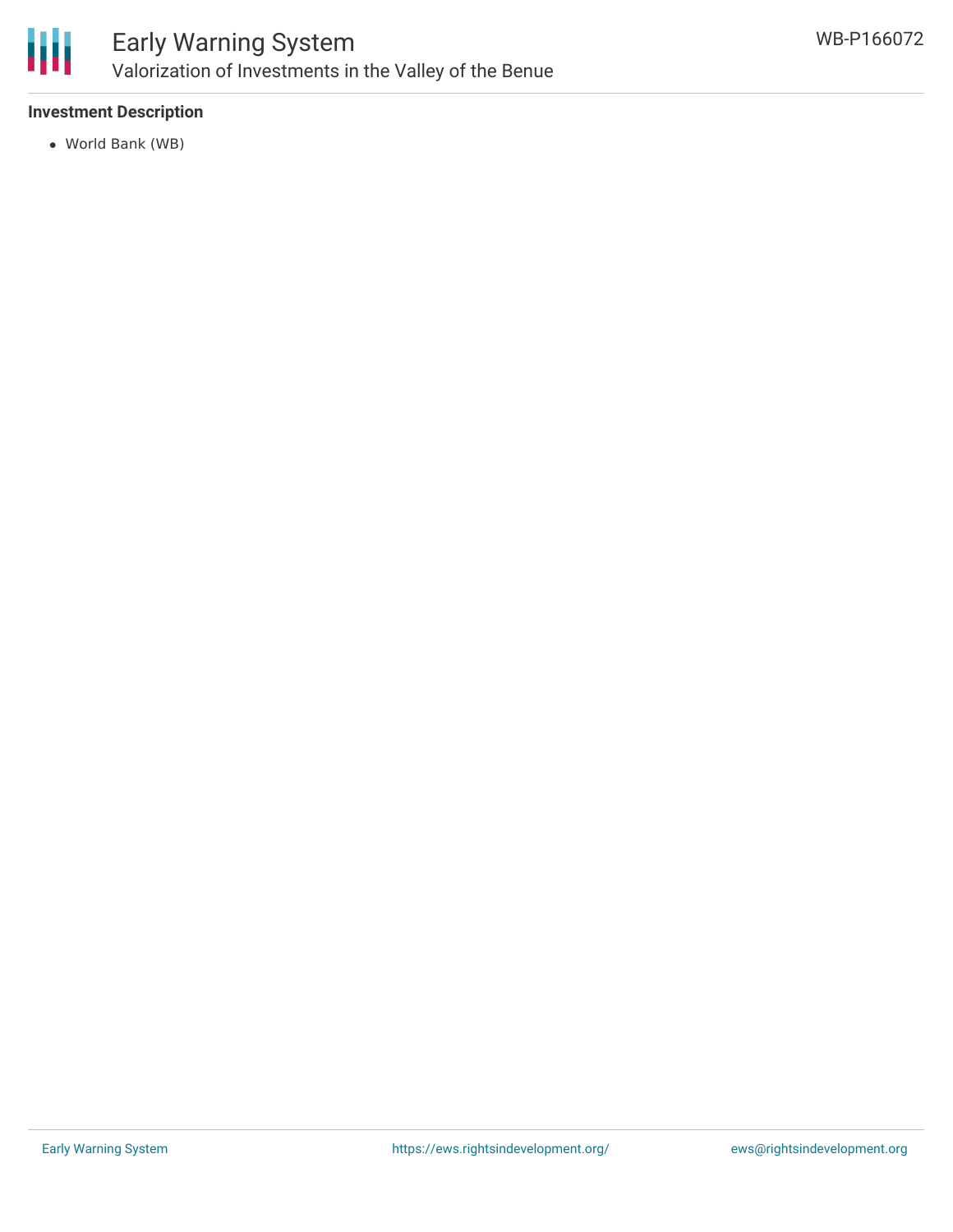**Investment Description**

- World Bank (WB)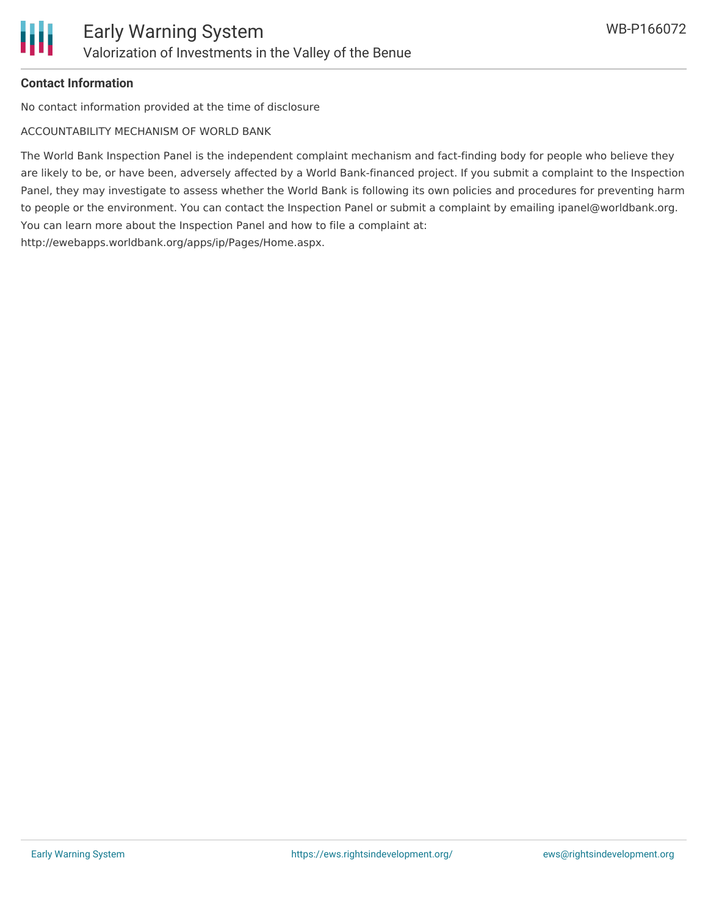**Contact Information**

No contact information provided at the time of disclosure

ACCOUNTABILITY MECHANISM OF WORLD BANK

The World Bank Inspection Panel is the independent complaint mechanism and fact-finding body for people who believe they are likely to be, or have been, adversely affected by a World Bank-financed project. If you submit a complaint to the Inspection Panel, they may investigate to assess whether the World Bank is following its own policies and procedures for preventing harm to people or the environment. You can contact the Inspection Panel or submit a complaint by emailing ipanel@worldbank.org. You can learn more about the Inspection Panel and how to file a complaint at: http://ewebapps.worldbank.org/apps/ip/Pages/Home.aspx.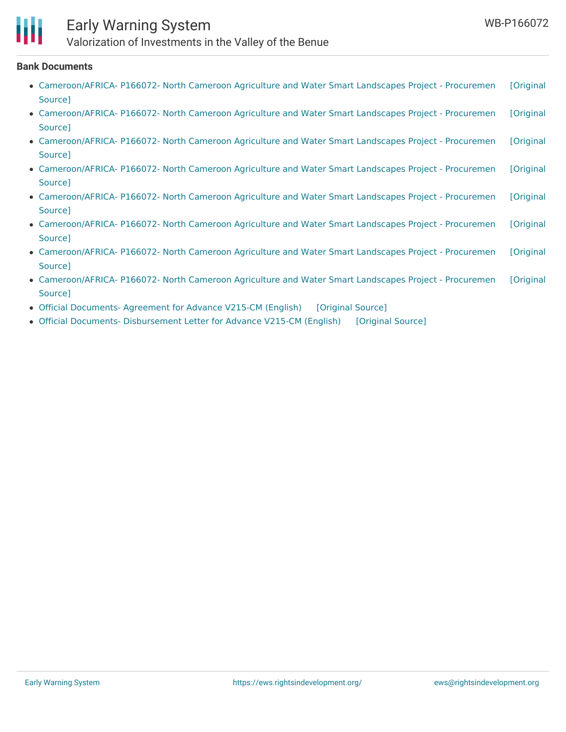**Bank Documents**

- Cameroon/AFRICA- P166072- North Cameroon Agriculture and Water Smart Landscapes Project - Procuremen [Original Source]
- Cameroon/AFRICA- P166072- North Cameroon Agriculture and Water Smart Landscapes Project - Procuremen [Original Source]
- Cameroon/AFRICA- P166072- North Cameroon Agriculture and Water Smart Landscapes Project - Procuremen [Original Source]
- Cameroon/AFRICA- P166072- North Cameroon Agriculture and Water Smart Landscapes Project - Procuremen [Original Source]
- Cameroon/AFRICA- P166072- North Cameroon Agriculture and Water Smart Landscapes Project - Procuremen [Original Source]
- Cameroon/AFRICA- P166072- North Cameroon Agriculture and Water Smart Landscapes Project - Procuremen [Original Source]
- Cameroon/AFRICA- P166072- North Cameroon Agriculture and Water Smart Landscapes Project - Procuremen [Original Source]
- Cameroon/AFRICA- P166072- North Cameroon Agriculture and Water Smart Landscapes Project - Procuremen [Original Source]
- Official Documents- Agreement for Advance V215-CM (English) [Original Source]
- Official Documents- Disbursement Letter for Advance V215-CM (English) [Original Source]